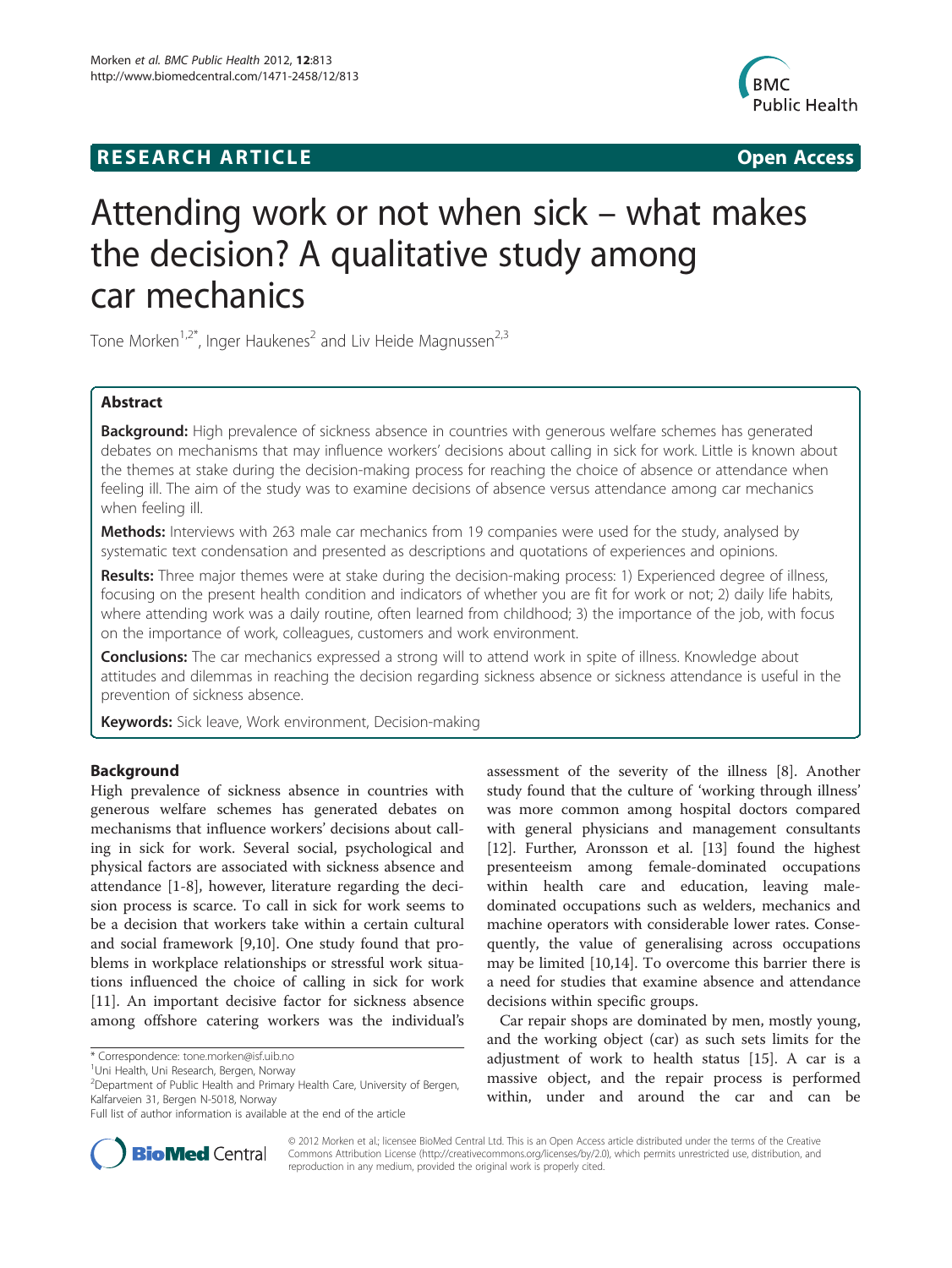RESEARCH ARTICLE Open Access

# Attending work or not when sick – what makes the decision? A qualitative study among car mechanics

Tone Morken[1,2*], Inger Haukenes[2] and Liv Heide Magnussen[2,3]

## Abstract

**Background:** High prevalence of sickness absence in countries with generous welfare schemes has generated debates on mechanisms that may influence workers' decisions about calling in sick for work. Little is known about the themes at stake during the decision-making process for reaching the choice of absence or attendance when feeling ill. The aim of the study was to examine decisions of absence versus attendance among car mechanics when feeling ill.

**Methods:** Interviews with 263 male car mechanics from 19 companies were used for the study, analysed by systematic text condensation and presented as descriptions and quotations of experiences and opinions.

**Results:** Three major themes were at stake during the decision-making process: 1) Experienced degree of illness, focusing on the present health condition and indicators of whether you are fit for work or not; 2) daily life habits, where attending work was a daily routine, often learned from childhood; 3) the importance of the job, with focus on the importance of work, colleagues, customers and work environment.

**Conclusions:** The car mechanics expressed a strong will to attend work in spite of illness. Knowledge about attitudes and dilemmas in reaching the decision regarding sickness absence or sickness attendance is useful in the prevention of sickness absence.

**Keywords:** Sick leave, Work environment, Decision-making

## Background

High prevalence of sickness absence in countries with generous welfare schemes has generated debates on mechanisms that influence workers' decisions about calling in sick for work. Several social, psychological and physical factors are associated with sickness absence and attendance [1-8], however, literature regarding the decision process is scarce. To call in sick for work seems to be a decision that workers take within a certain cultural and social framework [9,10]. One study found that problems in workplace relationships or stressful work situations influenced the choice of calling in sick for work [11]. An important decisive factor for sickness absence among offshore catering workers was the individual's assessment of the severity of the illness [8]. Another study found that the culture of 'working through illness' was more common among hospital doctors compared with general physicians and management consultants [12]. Further, Aronsson et al. [13] found the highest presenteeism among female-dominated occupations within health care and education, leaving male-dominated occupations such as welders, mechanics and machine operators with considerable lower rates. Consequently, the value of generalising across occupations may be limited [10,14]. To overcome this barrier there is a need for studies that examine absence and attendance decisions within specific groups.

Car repair shops are dominated by men, mostly young, and the working object (car) as such sets limits for the adjustment of work to health status [15]. A car is a massive object, and the repair process is performed within, under and around the car and can be

* Correspondence: tone.morken@isf.uib.no
[1]Uni Health, Uni Research, Bergen, Norway
[2]Department of Public Health and Primary Health Care, University of Bergen, Kalfarveien 31, Bergen N-5018, Norway
Full list of author information is available at the end of the article

© 2012 Morken et al.; licensee BioMed Central Ltd. This is an Open Access article distributed under the terms of the Creative Commons Attribution License (http://creativecommons.org/licenses/by/2.0), which permits unrestricted use, distribution, and reproduction in any medium, provided the original work is properly cited.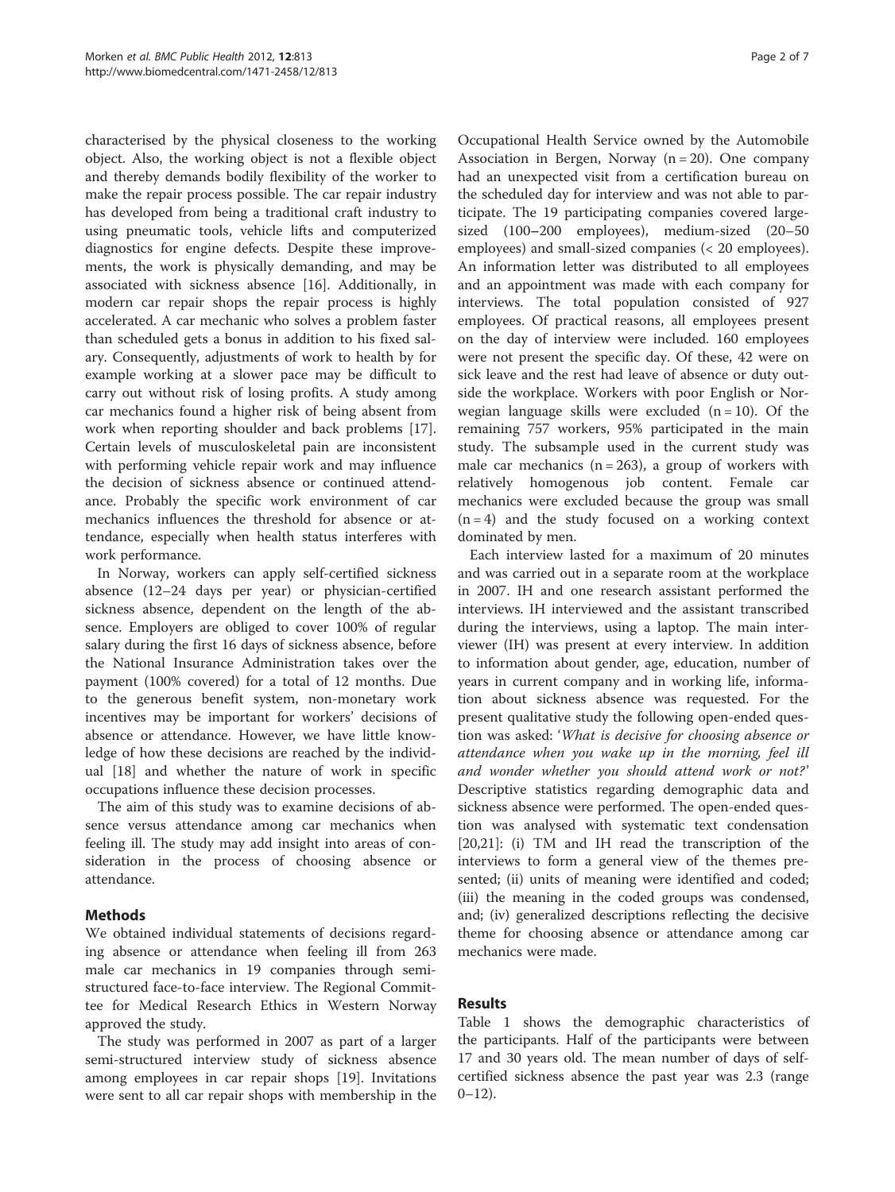characterised by the physical closeness to the working object. Also, the working object is not a flexible object and thereby demands bodily flexibility of the worker to make the repair process possible. The car repair industry has developed from being a traditional craft industry to using pneumatic tools, vehicle lifts and computerized diagnostics for engine defects. Despite these improvements, the work is physically demanding, and may be associated with sickness absence [16]. Additionally, in modern car repair shops the repair process is highly accelerated. A car mechanic who solves a problem faster than scheduled gets a bonus in addition to his fixed salary. Consequently, adjustments of work to health by for example working at a slower pace may be difficult to carry out without risk of losing profits. A study among car mechanics found a higher risk of being absent from work when reporting shoulder and back problems [17]. Certain levels of musculoskeletal pain are inconsistent with performing vehicle repair work and may influence the decision of sickness absence or continued attendance. Probably the specific work environment of car mechanics influences the threshold for absence or attendance, especially when health status interferes with work performance.

In Norway, workers can apply self-certified sickness absence (12–24 days per year) or physician-certified sickness absence, dependent on the length of the absence. Employers are obliged to cover 100% of regular salary during the first 16 days of sickness absence, before the National Insurance Administration takes over the payment (100% covered) for a total of 12 months. Due to the generous benefit system, non-monetary work incentives may be important for workers' decisions of absence or attendance. However, we have little knowledge of how these decisions are reached by the individual [18] and whether the nature of work in specific occupations influence these decision processes.

The aim of this study was to examine decisions of absence versus attendance among car mechanics when feeling ill. The study may add insight into areas of consideration in the process of choosing absence or attendance.

## Methods

We obtained individual statements of decisions regarding absence or attendance when feeling ill from 263 male car mechanics in 19 companies through semi-structured face-to-face interview. The Regional Committee for Medical Research Ethics in Western Norway approved the study.

The study was performed in 2007 as part of a larger semi-structured interview study of sickness absence among employees in car repair shops [19]. Invitations were sent to all car repair shops with membership in the Occupational Health Service owned by the Automobile Association in Bergen, Norway (n = 20). One company had an unexpected visit from a certification bureau on the scheduled day for interview and was not able to participate. The 19 participating companies covered large-sized (100–200 employees), medium-sized (20–50 employees) and small-sized companies (< 20 employees). An information letter was distributed to all employees and an appointment was made with each company for interviews. The total population consisted of 927 employees. Of practical reasons, all employees present on the day of interview were included. 160 employees were not present the specific day. Of these, 42 were on sick leave and the rest had leave of absence or duty outside the workplace. Workers with poor English or Norwegian language skills were excluded (n = 10). Of the remaining 757 workers, 95% participated in the main study. The subsample used in the current study was male car mechanics (n = 263), a group of workers with relatively homogenous job content. Female car mechanics were excluded because the group was small (n = 4) and the study focused on a working context dominated by men.

Each interview lasted for a maximum of 20 minutes and was carried out in a separate room at the workplace in 2007. IH and one research assistant performed the interviews. IH interviewed and the assistant transcribed during the interviews, using a laptop. The main interviewer (IH) was present at every interview. In addition to information about gender, age, education, number of years in current company and in working life, information about sickness absence was requested. For the present qualitative study the following open-ended question was asked: '*What is decisive for choosing absence or attendance when you wake up in the morning, feel ill and wonder whether you should attend work or not?*' Descriptive statistics regarding demographic data and sickness absence were performed. The open-ended question was analysed with systematic text condensation [20,21]: (i) TM and IH read the transcription of the interviews to form a general view of the themes presented; (ii) units of meaning were identified and coded; (iii) the meaning in the coded groups was condensed, and; (iv) generalized descriptions reflecting the decisive theme for choosing absence or attendance among car mechanics were made.

## Results

Table 1 shows the demographic characteristics of the participants. Half of the participants were between 17 and 30 years old. The mean number of days of self-certified sickness absence the past year was 2.3 (range 0–12).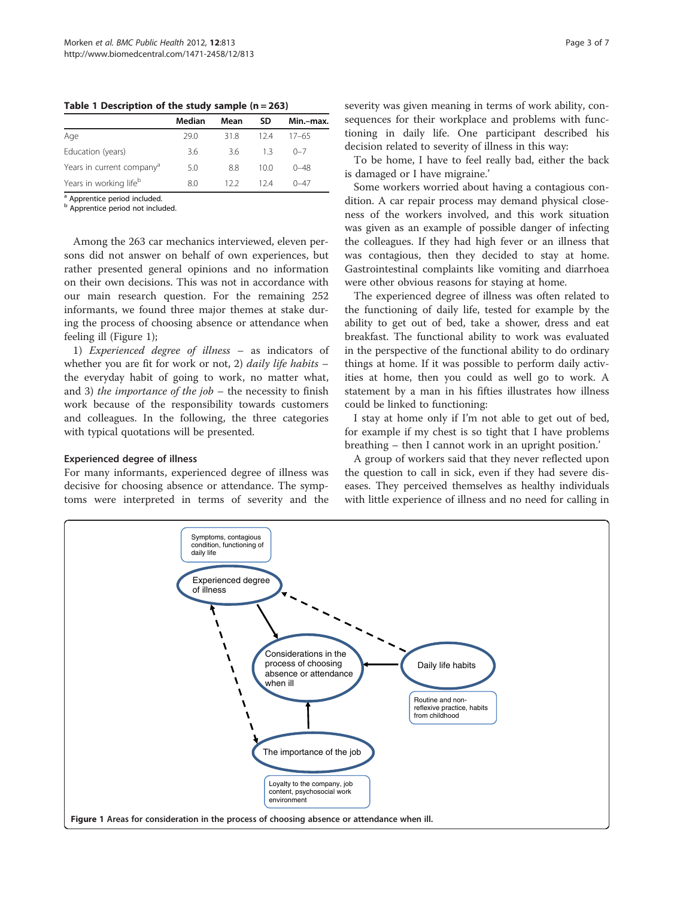**Table 1 Description of the study sample (n = 263)**

| | Median | Mean | SD | Min.–max. |
|---|---|---|---|---|
| Age | 29.0 | 31.8 | 12.4 | 17–65 |
| Education (years) | 3.6 | 3.6 | 1.3 | 0–7 |
| Years in current company[a] | 5.0 | 8.8 | 10.0 | 0–48 |
| Years in working life[b] | 8.0 | 12.2 | 12.4 | 0–47 |

[a] Apprentice period included.
[b] Apprentice period not included.

Among the 263 car mechanics interviewed, eleven persons did not answer on behalf of own experiences, but rather presented general opinions and no information on their own decisions. This was not in accordance with our main research question. For the remaining 252 informants, we found three major themes at stake during the process of choosing absence or attendance when feeling ill (Figure 1);

1) *Experienced degree of illness* – as indicators of whether you are fit for work or not, 2) *daily life habits* – the everyday habit of going to work, no matter what, and 3) *the importance of the job* – the necessity to finish work because of the responsibility towards customers and colleagues. In the following, the three categories with typical quotations will be presented.

### Experienced degree of illness

For many informants, experienced degree of illness was decisive for choosing absence or attendance. The symptoms were interpreted in terms of severity and the severity was given meaning in terms of work ability, consequences for their workplace and problems with functioning in daily life. One participant described his decision related to severity of illness in this way:

To be home, I have to feel really bad, either the back is damaged or I have migraine.'

Some workers worried about having a contagious condition. A car repair process may demand physical closeness of the workers involved, and this work situation was given as an example of possible danger of infecting the colleagues. If they had high fever or an illness that was contagious, then they decided to stay at home. Gastrointestinal complaints like vomiting and diarrhoea were other obvious reasons for staying at home.

The experienced degree of illness was often related to the functioning of daily life, tested for example by the ability to get out of bed, take a shower, dress and eat breakfast. The functional ability to work was evaluated in the perspective of the functional ability to do ordinary things at home. If it was possible to perform daily activities at home, then you could as well go to work. A statement by a man in his fifties illustrates how illness could be linked to functioning:

I stay at home only if I'm not able to get out of bed, for example if my chest is so tight that I have problems breathing – then I cannot work in an upright position.'

A group of workers said that they never reflected upon the question to call in sick, even if they had severe diseases. They perceived themselves as healthy individuals with little experience of illness and no need for calling in

**Figure 1** Areas for consideration in the process of choosing absence or attendance when ill.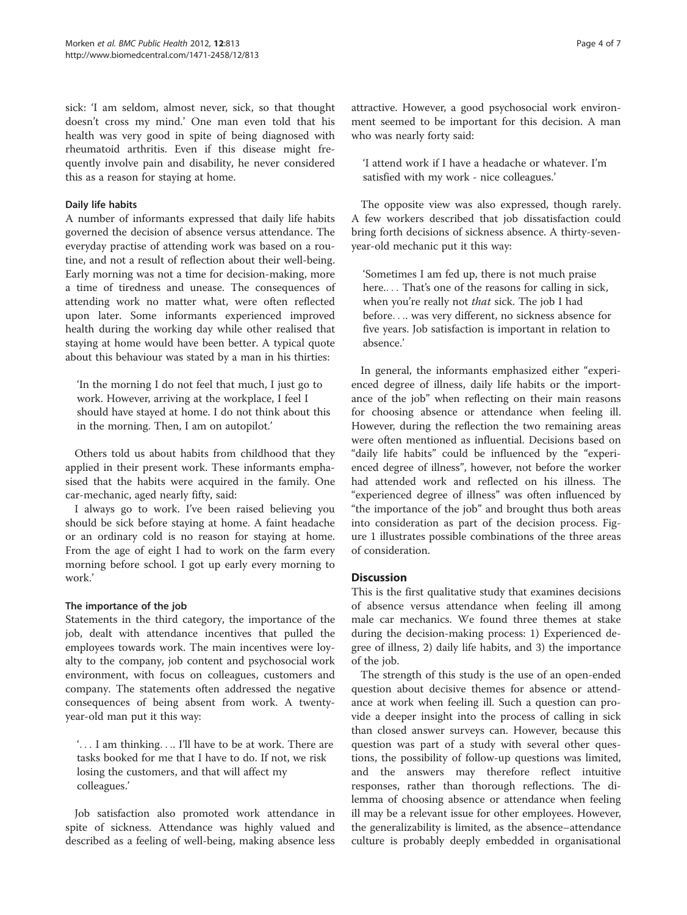sick: 'I am seldom, almost never, sick, so that thought doesn't cross my mind.' One man even told that his health was very good in spite of being diagnosed with rheumatoid arthritis. Even if this disease might frequently involve pain and disability, he never considered this as a reason for staying at home.

#### Daily life habits

A number of informants expressed that daily life habits governed the decision of absence versus attendance. The everyday practise of attending work was based on a routine, and not a result of reflection about their well-being. Early morning was not a time for decision-making, more a time of tiredness and unease. The consequences of attending work no matter what, were often reflected upon later. Some informants experienced improved health during the working day while other realised that staying at home would have been better. A typical quote about this behaviour was stated by a man in his thirties:

> 'In the morning I do not feel that much, I just go to work. However, arriving at the workplace, I feel I should have stayed at home. I do not think about this in the morning. Then, I am on autopilot.'

Others told us about habits from childhood that they applied in their present work. These informants emphasised that the habits were acquired in the family. One car-mechanic, aged nearly fifty, said:

I always go to work. I've been raised believing you should be sick before staying at home. A faint headache or an ordinary cold is no reason for staying at home. From the age of eight I had to work on the farm every morning before school. I got up early every morning to work.'

#### The importance of the job

Statements in the third category, the importance of the job, dealt with attendance incentives that pulled the employees towards work. The main incentives were loyalty to the company, job content and psychosocial work environment, with focus on colleagues, customers and company. The statements often addressed the negative consequences of being absent from work. A twenty-year-old man put it this way:

> '. . . I am thinking. . .. I'll have to be at work. There are tasks booked for me that I have to do. If not, we risk losing the customers, and that will affect my colleagues.'

Job satisfaction also promoted work attendance in spite of sickness. Attendance was highly valued and described as a feeling of well-being, making absence less attractive. However, a good psychosocial work environment seemed to be important for this decision. A man who was nearly forty said:

> 'I attend work if I have a headache or whatever. I'm satisfied with my work - nice colleagues.'

The opposite view was also expressed, though rarely. A few workers described that job dissatisfaction could bring forth decisions of sickness absence. A thirty-seven-year-old mechanic put it this way:

> 'Sometimes I am fed up, there is not much praise here.. . . That's one of the reasons for calling in sick, when you're really not *that* sick. The job I had before. . .. was very different, no sickness absence for five years. Job satisfaction is important in relation to absence.'

In general, the informants emphasized either "experienced degree of illness, daily life habits or the importance of the job" when reflecting on their main reasons for choosing absence or attendance when feeling ill. However, during the reflection the two remaining areas were often mentioned as influential. Decisions based on "daily life habits" could be influenced by the "experienced degree of illness", however, not before the worker had attended work and reflected on his illness. The "experienced degree of illness" was often influenced by "the importance of the job" and brought thus both areas into consideration as part of the decision process. Figure 1 illustrates possible combinations of the three areas of consideration.

## Discussion

This is the first qualitative study that examines decisions of absence versus attendance when feeling ill among male car mechanics. We found three themes at stake during the decision-making process: 1) Experienced degree of illness, 2) daily life habits, and 3) the importance of the job.

The strength of this study is the use of an open-ended question about decisive themes for absence or attendance at work when feeling ill. Such a question can provide a deeper insight into the process of calling in sick than closed answer surveys can. However, because this question was part of a study with several other questions, the possibility of follow-up questions was limited, and the answers may therefore reflect intuitive responses, rather than thorough reflections. The dilemma of choosing absence or attendance when feeling ill may be a relevant issue for other employees. However, the generalizability is limited, as the absence–attendance culture is probably deeply embedded in organisational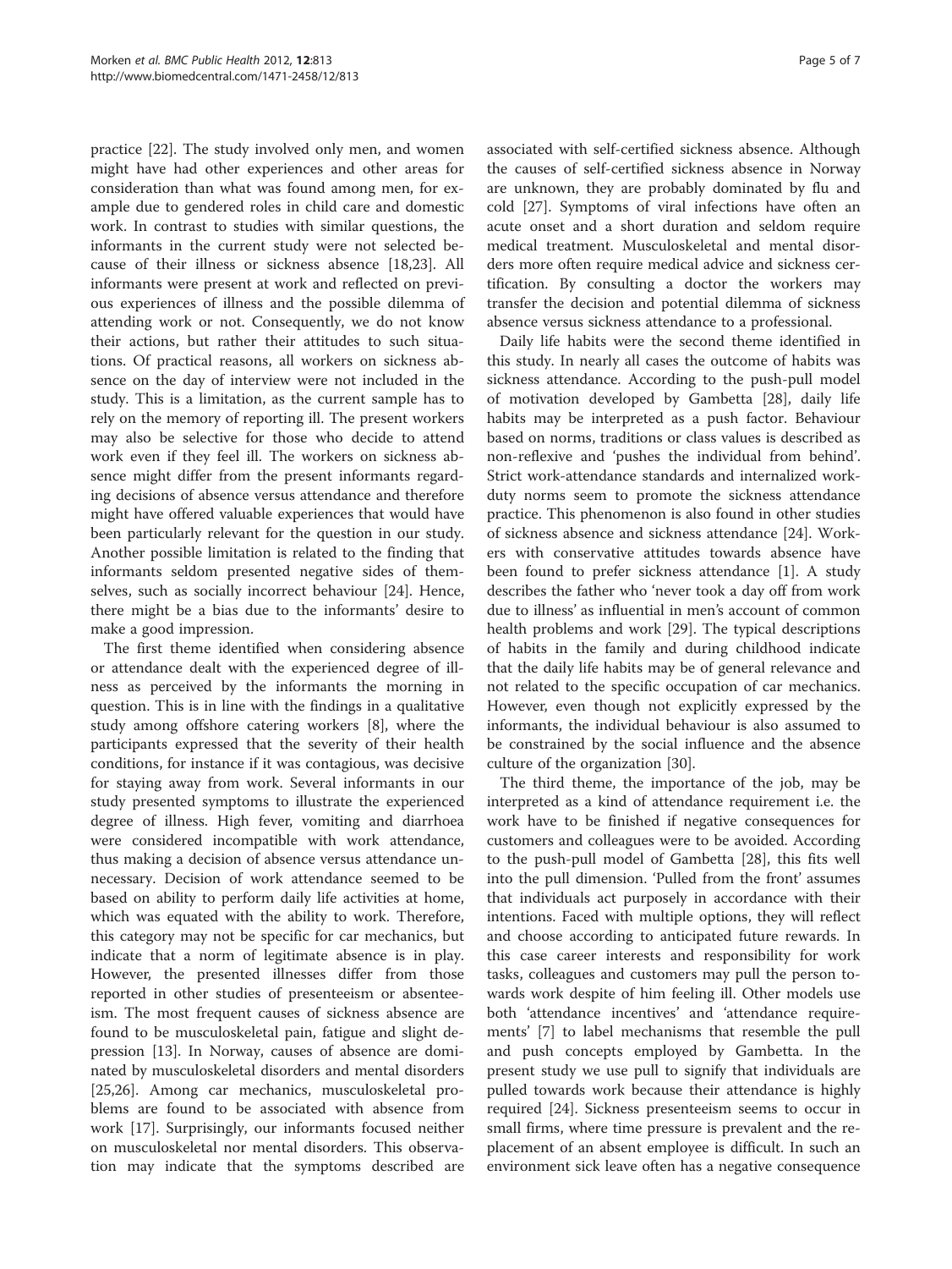practice [22]. The study involved only men, and women might have had other experiences and other areas for consideration than what was found among men, for example due to gendered roles in child care and domestic work. In contrast to studies with similar questions, the informants in the current study were not selected because of their illness or sickness absence [18,23]. All informants were present at work and reflected on previous experiences of illness and the possible dilemma of attending work or not. Consequently, we do not know their actions, but rather their attitudes to such situations. Of practical reasons, all workers on sickness absence on the day of interview were not included in the study. This is a limitation, as the current sample has to rely on the memory of reporting ill. The present workers may also be selective for those who decide to attend work even if they feel ill. The workers on sickness absence might differ from the present informants regarding decisions of absence versus attendance and therefore might have offered valuable experiences that would have been particularly relevant for the question in our study. Another possible limitation is related to the finding that informants seldom presented negative sides of themselves, such as socially incorrect behaviour [24]. Hence, there might be a bias due to the informants' desire to make a good impression.

The first theme identified when considering absence or attendance dealt with the experienced degree of illness as perceived by the informants the morning in question. This is in line with the findings in a qualitative study among offshore catering workers [8], where the participants expressed that the severity of their health conditions, for instance if it was contagious, was decisive for staying away from work. Several informants in our study presented symptoms to illustrate the experienced degree of illness. High fever, vomiting and diarrhoea were considered incompatible with work attendance, thus making a decision of absence versus attendance unnecessary. Decision of work attendance seemed to be based on ability to perform daily life activities at home, which was equated with the ability to work. Therefore, this category may not be specific for car mechanics, but indicate that a norm of legitimate absence is in play. However, the presented illnesses differ from those reported in other studies of presenteeism or absenteeism. The most frequent causes of sickness absence are found to be musculoskeletal pain, fatigue and slight depression [13]. In Norway, causes of absence are dominated by musculoskeletal disorders and mental disorders [25,26]. Among car mechanics, musculoskeletal problems are found to be associated with absence from work [17]. Surprisingly, our informants focused neither on musculoskeletal nor mental disorders. This observation may indicate that the symptoms described are associated with self-certified sickness absence. Although the causes of self-certified sickness absence in Norway are unknown, they are probably dominated by flu and cold [27]. Symptoms of viral infections have often an acute onset and a short duration and seldom require medical treatment. Musculoskeletal and mental disorders more often require medical advice and sickness certification. By consulting a doctor the workers may transfer the decision and potential dilemma of sickness absence versus sickness attendance to a professional.

Daily life habits were the second theme identified in this study. In nearly all cases the outcome of habits was sickness attendance. According to the push-pull model of motivation developed by Gambetta [28], daily life habits may be interpreted as a push factor. Behaviour based on norms, traditions or class values is described as non-reflexive and 'pushes the individual from behind'. Strict work-attendance standards and internalized work-duty norms seem to promote the sickness attendance practice. This phenomenon is also found in other studies of sickness absence and sickness attendance [24]. Workers with conservative attitudes towards absence have been found to prefer sickness attendance [1]. A study describes the father who 'never took a day off from work due to illness' as influential in men's account of common health problems and work [29]. The typical descriptions of habits in the family and during childhood indicate that the daily life habits may be of general relevance and not related to the specific occupation of car mechanics. However, even though not explicitly expressed by the informants, the individual behaviour is also assumed to be constrained by the social influence and the absence culture of the organization [30].

The third theme, the importance of the job, may be interpreted as a kind of attendance requirement i.e. the work have to be finished if negative consequences for customers and colleagues were to be avoided. According to the push-pull model of Gambetta [28], this fits well into the pull dimension. 'Pulled from the front' assumes that individuals act purposely in accordance with their intentions. Faced with multiple options, they will reflect and choose according to anticipated future rewards. In this case career interests and responsibility for work tasks, colleagues and customers may pull the person towards work despite of him feeling ill. Other models use both 'attendance incentives' and 'attendance requirements' [7] to label mechanisms that resemble the pull and push concepts employed by Gambetta. In the present study we use pull to signify that individuals are pulled towards work because their attendance is highly required [24]. Sickness presenteeism seems to occur in small firms, where time pressure is prevalent and the replacement of an absent employee is difficult. In such an environment sick leave often has a negative consequence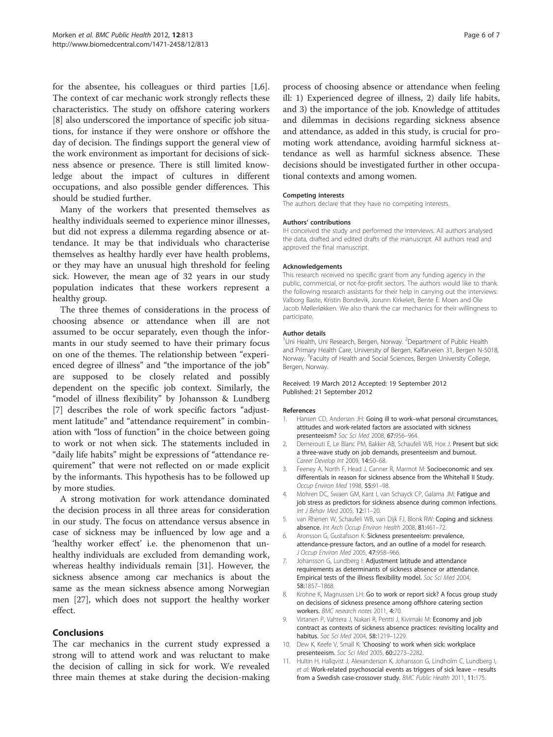for the absentee, his colleagues or third parties [1,6]. The context of car mechanic work strongly reflects these characteristics. The study on offshore catering workers [8] also underscored the importance of specific job situations, for instance if they were onshore or offshore the day of decision. The findings support the general view of the work environment as important for decisions of sickness absence or presence. There is still limited knowledge about the impact of cultures in different occupations, and also possible gender differences. This should be studied further.

Many of the workers that presented themselves as healthy individuals seemed to experience minor illnesses, but did not express a dilemma regarding absence or attendance. It may be that individuals who characterise themselves as healthy hardly ever have health problems, or they may have an unusual high threshold for feeling sick. However, the mean age of 32 years in our study population indicates that these workers represent a healthy group.

The three themes of considerations in the process of choosing absence or attendance when ill are not assumed to be occur separately, even though the informants in our study seemed to have their primary focus on one of the themes. The relationship between "experienced degree of illness" and "the importance of the job" are supposed to be closely related and possibly dependent on the specific job context. Similarly, the "model of illness flexibility" by Johansson & Lundberg [7] describes the role of work specific factors "adjustment latitude" and "attendance requirement" in combination with "loss of function" in the choice between going to work or not when sick. The statements included in "daily life habits" might be expressions of "attendance requirement" that were not reflected on or made explicit by the informants. This hypothesis has to be followed up by more studies.

A strong motivation for work attendance dominated the decision process in all three areas for consideration in our study. The focus on attendance versus absence in case of sickness may be influenced by low age and a 'healthy worker effect' i.e. the phenomenon that unhealthy individuals are excluded from demanding work, whereas healthy individuals remain [31]. However, the sickness absence among car mechanics is about the same as the mean sickness absence among Norwegian men [27], which does not support the healthy worker effect.

## Conclusions

The car mechanics in the current study expressed a strong will to attend work and was reluctant to make the decision of calling in sick for work. We revealed three main themes at stake during the decision-making process of choosing absence or attendance when feeling ill: 1) Experienced degree of illness, 2) daily life habits, and 3) the importance of the job. Knowledge of attitudes and dilemmas in decisions regarding sickness absence and attendance, as added in this study, is crucial for promoting work attendance, avoiding harmful sickness attendance as well as harmful sickness absence. These decisions should be investigated further in other occupational contexts and among women.

#### Competing interests

The authors declare that they have no competing interests.

#### Authors' contributions

IH conceived the study and performed the interviews. All authors analysed the data, drafted and edited drafts of the manuscript. All authors read and approved the final manuscript.

#### Acknowledgements

This research received no specific grant from any funding agency in the public, commercial, or not-for-profit sectors. The authors would like to thank the following research assistants for their help in carrying out the interviews: Valborg Baste, Kristin Bondevik, Jorunn Kirkeleit, Bente E. Moen and Ole Jacob Møllerløkken. We also thank the car mechanics for their willingness to participate.

#### Author details

[1]Uni Health, Uni Research, Bergen, Norway. [2]Department of Public Health and Primary Health Care, University of Bergen, Kalfarveien 31, Bergen N-5018, Norway. [3]Faculty of Health and Social Sciences, Bergen University College, Bergen, Norway.

Received: 19 March 2012 Accepted: 19 September 2012
Published: 21 September 2012

#### References

1. Hansen CD, Andersen JH: **Going ill to work–what personal circumstances, attitudes and work-related factors are associated with sickness presenteeism?** *Soc Sci Med* 2008, **67:**956–964.
2. Demerouti E, Le Blanc PM, Bakker AB, Schaufeli WB, Hox J: **Present but sick: a three-wave study on job demands, presenteeism and burnout.** *Career Develop Int* 2009, **14:**50–68.
3. Feeney A, North F, Head J, Canner R, Marmot M: **Socioeconomic and sex differentials in reason for sickness absence from the Whitehall II Study.** *Occup Environ Med* 1998, **55:**91–98.
4. Mohren DC, Swaen GM, Kant I, van Schayck CP, Galama JM: **Fatigue and job stress as predictors for sickness absence during common infections.** *Int J Behav Med* 2005, **12:**11–20.
5. van Rhenen W, Schaufeli WB, van Dijk FJ, Blonk RW: **Coping and sickness absence.** *Int Arch Occup Environ Health* 2008, **81:**461–72.
6. Aronsson G, Gustafsson K: **Sickness presenteeism: prevalence, attendance-pressure factors, and an outline of a model for research.** *J Occup Environ Med* 2005, **47:**958–966.
7. Johansson G, Lundberg I: **Adjustment latitude and attendance requirements as determinants of sickness absence or attendance. Empirical tests of the illness flexibility model.** *Soc Sci Med* 2004, **58:**1857–1868.
8. Krohne K, Magnussen LH: **Go to work or report sick? A focus group study on decisions of sickness presence among offshore catering section workers.** *BMC research notes* 2011, **4:**70.
9. Virtanen P, Vahtera J, Nakari R, Pentti J, Kivimaki M: **Economy and job contract as contexts of sickness absence practices: revisiting locality and habitus.** *Soc Sci Med* 2004, **58:**1219–1229.
10. Dew K, Keefe V, Small K: **'Choosing' to work when sick: workplace presenteeism.** *Soc Sci Med* 2005, **60:**2273–2282.
11. Hultin H, Hallqvist J, Alexanderson K, Johansson G, Lindholm C, Lundberg I, *et al*: **Work-related psychosocial events as triggers of sick leave – results from a Swedish case-crossover study.** *BMC Public Health* 2011, **11:**175.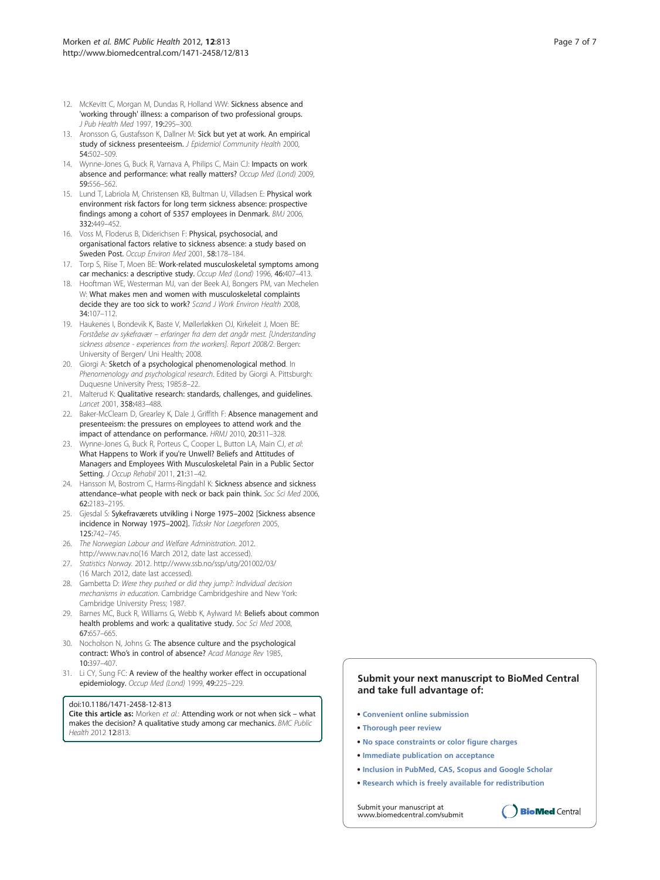12. McKevitt C, Morgan M, Dundas R, Holland WW: Sickness absence and 'working through' illness: a comparison of two professional groups. *J Pub Health Med* 1997, 19:295–300.
13. Aronsson G, Gustafsson K, Dallner M: Sick but yet at work. An empirical study of sickness presenteeism. *J Epidemiol Community Health* 2000, 54:502–509.
14. Wynne-Jones G, Buck R, Varnava A, Philips C, Main CJ: Impacts on work absence and performance: what really matters? *Occup Med (Lond)* 2009, 59:556–562.
15. Lund T, Labriola M, Christensen KB, Bultman U, Villadsen E: Physical work environment risk factors for long term sickness absence: prospective findings among a cohort of 5357 employees in Denmark. *BMJ* 2006, 332:449–452.
16. Voss M, Floderus B, Diderichsen F: Physical, psychosocial, and organisational factors relative to sickness absence: a study based on Sweden Post. *Occup Environ Med* 2001, 58:178–184.
17. Torp S, Riise T, Moen BE: Work-related musculoskeletal symptoms among car mechanics: a descriptive study. *Occup Med (Lond)* 1996, 46:407–413.
18. Hooftman WE, Westerman MJ, van der Beek AJ, Bongers PM, van Mechelen W: What makes men and women with musculoskeletal complaints decide they are too sick to work? *Scand J Work Environ Health* 2008, 34:107–112.
19. Haukenes I, Bondevik K, Baste V, Møllerløkken OJ, Kirkeleit J, Moen BE: *Forståelse av sykefravær – erfaringer fra dem det angår mest. [Understanding sickness absence - experiences from the workers]. Report 2008/2*. Bergen: University of Bergen/ Uni Health; 2008.
20. Giorgi A: Sketch of a psychological phenomenological method. In *Phenomenology and psychological research*. Edited by Giorgi A. Pittsburgh: Duquesne University Press; 1985:8–22.
21. Malterud K: Qualitative research: standards, challenges, and guidelines. *Lancet* 2001, 358:483–488.
22. Baker-McClearn D, Greasley K, Dale J, Griffith F: Absence management and presenteeism: the pressures on employees to attend work and the impact of attendance on performance. *HRMJ* 2010, 20:311–328.
23. Wynne-Jones G, Buck R, Porteus C, Cooper L, Button LA, Main CJ, *et al*: What Happens to Work if you're Unwell? Beliefs and Attitudes of Managers and Employees With Musculoskeletal Pain in a Public Sector Setting. *J Occup Rehabil* 2011, 21:31–42.
24. Hansson M, Bostrom C, Harms-Ringdahl K: Sickness absence and sickness attendance–what people with neck or back pain think. *Soc Sci Med* 2006, 62:2183–2195.
25. Gjesdal S: Sykefraværets utvikling i Norge 1975–2002 [Sickness absence incidence in Norway 1975–2002]. *Tidsskr Nor Laegeforen* 2005, 125:742–745.
26. *The Norwegian Labour and Welfare Administration*. 2012. http://www.nav.no(16 March 2012, date last accessed).
27. *Statistics Norway*. 2012. http://www.ssb.no/ssp/utg/201002/03/ (16 March 2012, date last accessed).
28. Gambetta D: *Were they pushed or did they jump?: Individual decision mechanisms in education*. Cambridge Cambridgeshire and New York: Cambridge University Press; 1987.
29. Barnes MC, Buck R, Williams G, Webb K, Aylward M: Beliefs about common health problems and work: a qualitative study. *Soc Sci Med* 2008, 67:657–665.
30. Nocholson N, Johns G: The absence culture and the psychological contract: Who's in control of absence? *Acad Manage Rev* 1985, 10:397–407.
31. Li CY, Sung FC: A review of the healthy worker effect in occupational epidemiology. *Occup Med (Lond)* 1999, 49:225–229.

doi:10.1186/1471-2458-12-813

**Cite this article as:** Morken *et al.*: Attending work or not when sick – what makes the decision? A qualitative study among car mechanics. *BMC Public Health* 2012 12:813.

**Submit your next manuscript to BioMed Central and take full advantage of:**

- Convenient online submission
- Thorough peer review
- No space constraints or color figure charges
- Immediate publication on acceptance
- Inclusion in PubMed, CAS, Scopus and Google Scholar
- Research which is freely available for redistribution

Submit your manuscript at www.biomedcentral.com/submit

BioMed Central